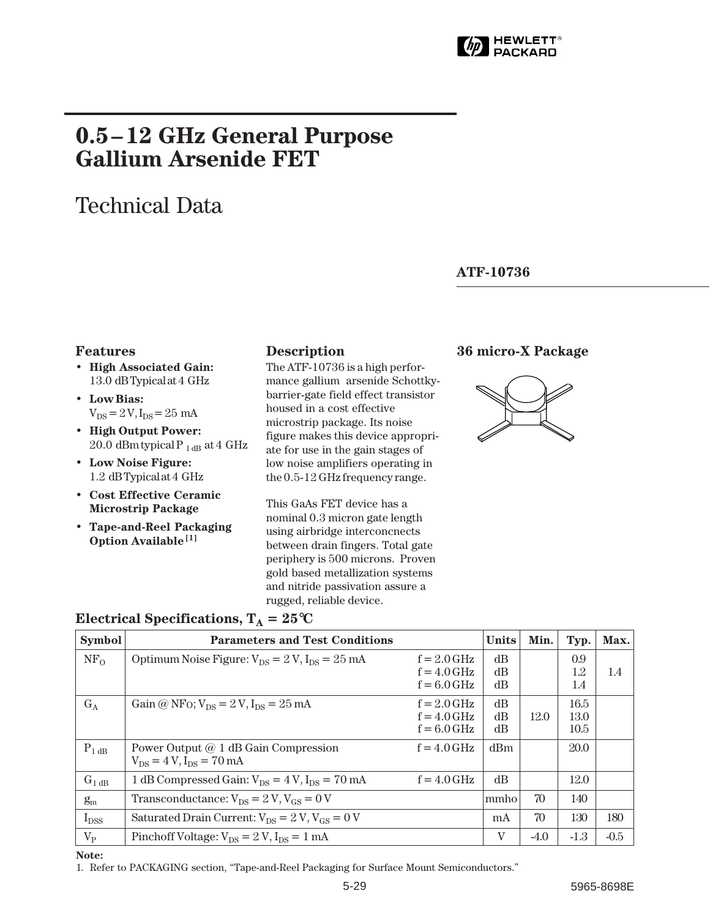HEWLETT® PACKARD

# 0.5 – 12 GHz General Purpose Gallium Arsenide FET

## Technical Data

**ATF-10736**

### Features

- **High Associated Gain:** 13.0 dB Typical at 4 GHz
- **Low Bias:** $V_{DS}$ = 2 V, $I_{DS}$ = 25 mA
- **High Output Power:** 20.0 dBm typical $P_{1 dB}$ at 4 GHz
- **Low Noise Figure:** 1.2 dB Typical at 4 GHz
- **Cost Effective Ceramic Microstrip Package**
- **Tape-and-Reel Packaging Option Available** [1]

### Description

The ATF-10736 is a high performance gallium arsenide Schottky-barrier-gate field effect transistor housed in a cost effective microstrip package. Its noise figure makes this device appropriate for use in the gain stages of low noise amplifiers operating in the 0.5-12 GHz frequency range.

This GaAs FET device has a nominal 0.3 micron gate length using airbridge interconcnects between drain fingers. Total gate periphery is 500 microns. Proven gold based metallization systems and nitride passivation assure a rugged, reliable device.

### 36 micro-X Package

### Electrical Specifications, $T_A$ = 25°C

| Symbol | Parameters and Test Conditions | | Units | Min. | Typ. | Max. |
|---|---|---|---|---|---|---|
| $NF_O$ | Optimum Noise Figure: $V_{DS}$ = 2 V, $I_{DS}$ = 25 mA | f = 2.0 GHz<br>f = 4.0 GHz<br>f = 6.0 GHz | dB<br>dB<br>dB | | 0.9<br>1.2<br>1.4 | 1.4 |
| $G_A$ | Gain @ $NF_O$; $V_{DS}$ = 2 V, $I_{DS}$ = 25 mA | f = 2.0 GHz<br>f = 4.0 GHz<br>f = 6.0 GHz | dB<br>dB<br>dB | 12.0 | 16.5<br>13.0<br>10.5 | |
| $P_{1 dB}$ | Power Output @ 1 dB Gain Compression<br>$V_{DS}$ = 4 V, $I_{DS}$ = 70 mA | f = 4.0 GHz | dBm | | 20.0 | |
| $G_{1 dB}$ | 1 dB Compressed Gain: $V_{DS}$ = 4 V, $I_{DS}$ = 70 mA | f = 4.0 GHz | dB | | 12.0 | |
| $g_m$ | Transconductance: $V_{DS}$ = 2 V, $V_{GS}$ = 0 V | | mmho | 70 | 140 | |
| $I_{DSS}$ | Saturated Drain Current: $V_{DS}$ = 2 V, $V_{GS}$ = 0 V | | mA | 70 | 130 | 180 |
| $V_P$ | Pinchoff Voltage: $V_{DS}$ = 2 V, $I_{DS}$ = 1 mA | | V | -4.0 | -1.3 | -0.5 |

**Note:**

1. Refer to PACKAGING section, "Tape-and-Reel Packaging for Surface Mount Semiconductors."

5965-8698E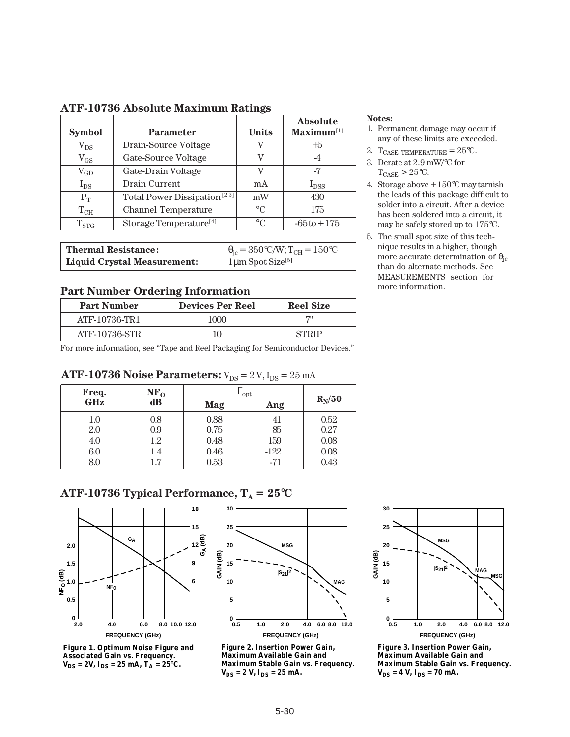## ATF-10736 Absolute Maximum Ratings

| Symbol | Parameter | Units | Absolute Maximum[1] |
|---|---|---|---|
| $V_{DS}$ | Drain-Source Voltage | V | +5 |
| $V_{GS}$ | Gate-Source Voltage | V | -4 |
| $V_{GD}$ | Gate-Drain Voltage | V | -7 |
| $I_{DS}$ | Drain Current | mA | $I_{DSS}$ |
| $P_T$ | Total Power Dissipation [2,3] | mW | 430 |
| $T_{CH}$ | Channel Temperature | °C | 175 |
| $T_{STG}$ | Storage Temperature[4] | °C | -65 to +175 |

| | |
|---|---|
| **Thermal Resistance:** | $\theta_{jc} = 350°C/W; T_{CH} = 150°C$ |
| **Liquid Crystal Measurement:** | 1 µm Spot Size[5] |

**Notes:**

1. Permanent damage may occur if any of these limits are exceeded.
2. $T_{CASE\ TEMPERATURE} = 25°C$.
3. Derate at 2.9 mW/°C for $T_{CASE} > 25°C$.
4. Storage above +150°C may tarnish the leads of this package difficult to solder into a circuit. After a device has been soldered into a circuit, it may be safely stored up to 175°C.
5. The small spot size of this technique results in a higher, though more accurate determination of $\theta_{jc}$ than do alternate methods. See MEASUREMENTS section for more information.

## Part Number Ordering Information

| Part Number | Devices Per Reel | Reel Size |
|---|---|---|
| ATF-10736-TR1 | 1000 | 7" |
| ATF-10736-STR | 10 | STRIP |

For more information, see "Tape and Reel Packaging for Semiconductor Devices."

## ATF-10736 Noise Parameters: $V_{DS} = 2$ V, $I_{DS} = 25$ mA

| Freq. GHz | $NF_O$ dB | $\Gamma_{opt}$ Mag | $\Gamma_{opt}$ Ang | $R_N/50$ |
|---|---|---|---|---|
| 1.0 | 0.8 | 0.88 | 41 | 0.52 |
| 2.0 | 0.9 | 0.75 | 85 | 0.27 |
| 4.0 | 1.2 | 0.48 | 159 | 0.08 |
| 6.0 | 1.4 | 0.46 | -122 | 0.08 |
| 8.0 | 1.7 | 0.53 | -71 | 0.43 |

## ATF-10736 Typical Performance, $T_A = 25°C$

**Figure 1. Optimum Noise Figure and Associated Gain vs. Frequency. $V_{DS}$ = 2V, $I_{DS}$ = 25 mA, $T_A$ = 25°C.**

**Figure 2. Insertion Power Gain, Maximum Available Gain and Maximum Stable Gain vs. Frequency. $V_{DS}$ = 2 V, $I_{DS}$ = 25 mA.**

**Figure 3. Insertion Power Gain, Maximum Available Gain and Maximum Stable Gain vs. Frequency. $V_{DS}$ = 4 V, $I_{DS}$ = 70 mA.**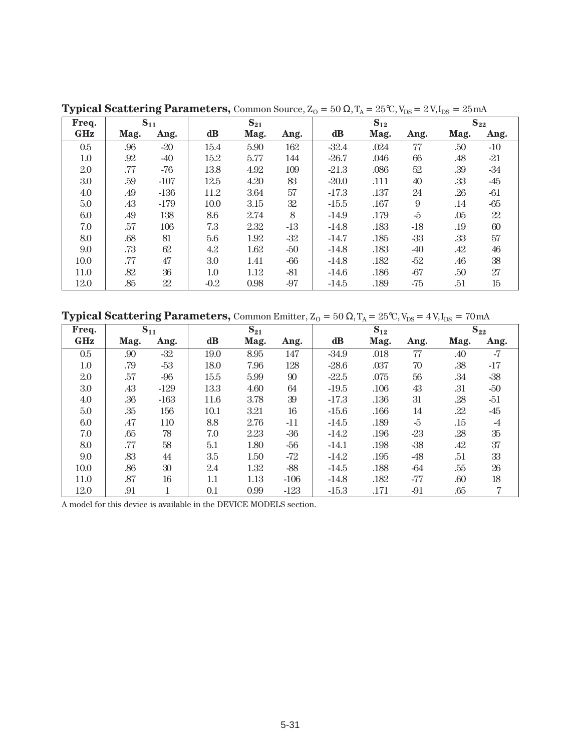**Typical Scattering Parameters,** Common Source, $Z_O = 50\ \Omega$, $T_A = 25°C$, $V_{DS} = 2\ V$, $I_{DS} = 25\ mA$

| Freq. | $S_{11}$ | | $S_{21}$ | | | $S_{12}$ | | | $S_{22}$ | |
|---|---|---|---|---|---|---|---|---|---|---|
| GHz | Mag. | Ang. | dB | Mag. | Ang. | dB | Mag. | Ang. | Mag. | Ang. |
| 0.5 | .96 | -20 | 15.4 | 5.90 | 162 | -32.4 | .024 | 77 | .50 | -10 |
| 1.0 | .92 | -40 | 15.2 | 5.77 | 144 | -26.7 | .046 | 66 | .48 | -21 |
| 2.0 | .77 | -76 | 13.8 | 4.92 | 109 | -21.3 | .086 | 52 | .39 | -34 |
| 3.0 | .59 | -107 | 12.5 | 4.20 | 83 | -20.0 | .111 | 40 | .33 | -45 |
| 4.0 | .49 | -136 | 11.2 | 3.64 | 57 | -17.3 | .137 | 24 | .26 | -61 |
| 5.0 | .43 | -179 | 10.0 | 3.15 | 32 | -15.5 | .167 | 9 | .14 | -65 |
| 6.0 | .49 | 138 | 8.6 | 2.74 | 8 | -14.9 | .179 | -5 | .05 | 22 |
| 7.0 | .57 | 106 | 7.3 | 2.32 | -13 | -14.8 | .183 | -18 | .19 | 60 |
| 8.0 | .68 | 81 | 5.6 | 1.92 | -32 | -14.7 | .185 | -33 | .33 | 57 |
| 9.0 | .73 | 62 | 4.2 | 1.62 | -50 | -14.8 | .183 | -40 | .42 | 46 |
| 10.0 | .77 | 47 | 3.0 | 1.41 | -66 | -14.8 | .182 | -52 | .46 | 38 |
| 11.0 | .82 | 36 | 1.0 | 1.12 | -81 | -14.6 | .186 | -67 | .50 | 27 |
| 12.0 | .85 | 22 | -0.2 | 0.98 | -97 | -14.5 | .189 | -75 | .51 | 15 |

**Typical Scattering Parameters,** Common Emitter, $Z_O = 50\ \Omega$, $T_A = 25°C$, $V_{DS} = 4\ V$, $I_{DS} = 70\ mA$

| Freq. | $S_{11}$ | | $S_{21}$ | | | $S_{12}$ | | | $S_{22}$ | |
|---|---|---|---|---|---|---|---|---|---|---|
| GHz | Mag. | Ang. | dB | Mag. | Ang. | dB | Mag. | Ang. | Mag. | Ang. |
| 0.5 | .90 | -32 | 19.0 | 8.95 | 147 | -34.9 | .018 | 77 | .40 | -7 |
| 1.0 | .79 | -53 | 18.0 | 7.96 | 128 | -28.6 | .037 | 70 | .38 | -17 |
| 2.0 | .57 | -96 | 15.5 | 5.99 | 90 | -22.5 | .075 | 56 | .34 | -38 |
| 3.0 | .43 | -129 | 13.3 | 4.60 | 64 | -19.5 | .106 | 43 | .31 | -50 |
| 4.0 | .36 | -163 | 11.6 | 3.78 | 39 | -17.3 | .136 | 31 | .28 | -51 |
| 5.0 | .35 | 156 | 10.1 | 3.21 | 16 | -15.6 | .166 | 14 | .22 | -45 |
| 6.0 | .47 | 110 | 8.8 | 2.76 | -11 | -14.5 | .189 | -5 | .15 | -4 |
| 7.0 | .65 | 78 | 7.0 | 2.23 | -36 | -14.2 | .196 | -23 | .28 | 35 |
| 8.0 | .77 | 58 | 5.1 | 1.80 | -56 | -14.1 | .198 | -38 | .42 | 37 |
| 9.0 | .83 | 44 | 3.5 | 1.50 | -72 | -14.2 | .195 | -48 | .51 | 33 |
| 10.0 | .86 | 30 | 2.4 | 1.32 | -88 | -14.5 | .188 | -64 | .55 | 26 |
| 11.0 | .87 | 16 | 1.1 | 1.13 | -106 | -14.8 | .182 | -77 | .60 | 18 |
| 12.0 | .91 | 1 | 0.1 | 0.99 | -123 | -15.3 | .171 | -91 | .65 | 7 |

A model for this device is available in the DEVICE MODELS section.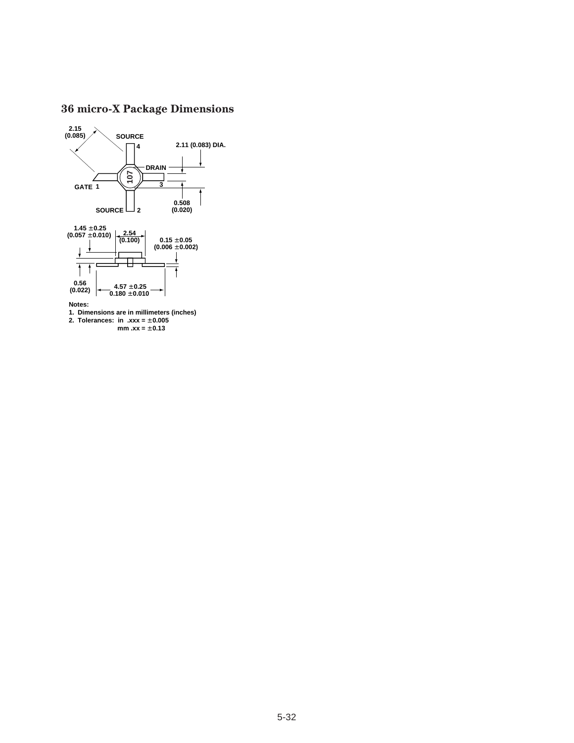## 36 micro-X Package Dimensions

2.15
(0.085)

SOURCE

4

2.11 (0.083) DIA.

DRAIN

107

GATE 1

3

0.508
(0.020)

SOURCE

2

1.45 ±0.25
(0.057 ±0.010)

2.54
(0.100)

0.15 ±0.05
(0.006 ±0.002)

0.56
(0.022)

4.57 ±0.25
0.180 ±0.010

**Notes:**

1. Dimensions are in millimeters (inches)
2. Tolerances: in .xxx = ±0.005
   mm .xx = ±0.13